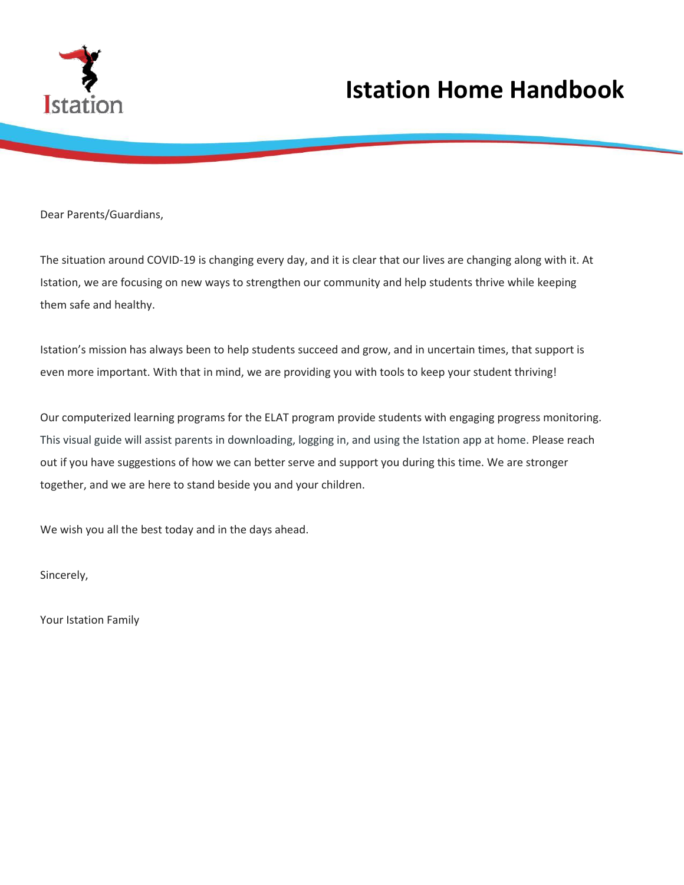# Istation Home Handbook

Dear Parents/Guardians,

The situation around COVID-19 is changing every day, and it is clear that our lives are changing along with it. At Istation, we are focusing on new ways to strengthen our community and help students thrive while keeping them safe and healthy.

Istation's mission has always been to help students succeed and grow, and in uncertain times, that support is even more important. With that in mind, we are providing you with tools to keep your student thriving!

Our computerized learning programs for the ELAT program provide students with engaging progress monitoring. This visual guide will assist parents in downloading, logging in, and using the Istation app at home. Please reach out if you have suggestions of how we can better serve and support you during this time. We are stronger together, and we are here to stand beside you and your children.

We wish you all the best today and in the days ahead.

Sincerely,

Your Istation Family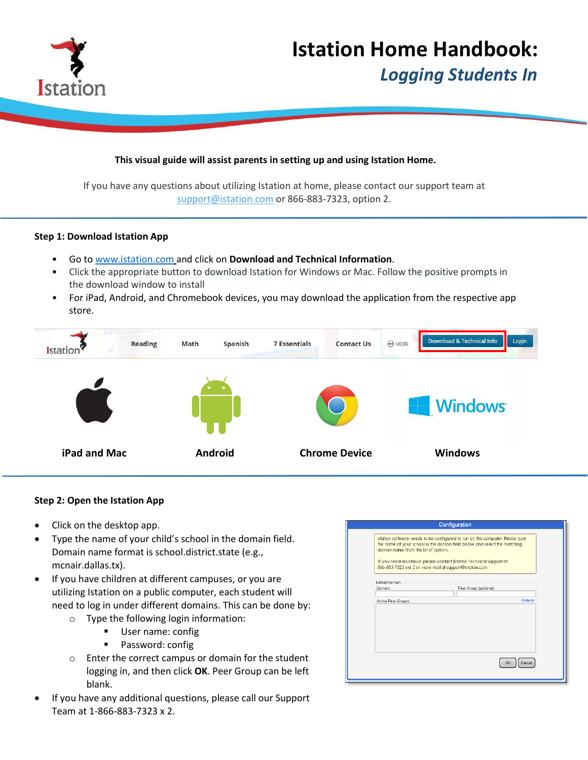# Istation Home Handbook:

## *Logging Students In*

**This visual guide will assist parents in setting up and using Istation Home.**

If you have any questions about utilizing Istation at home, please contact our support team at support@istation.com or 866-883-7323, option 2.

### Step 1: Download Istation App

- Go to www.istation.com and click on **Download and Technical Information**.
- Click the appropriate button to download Istation for Windows or Mac. Follow the positive prompts in the download window to install
- For iPad, Android, and Chromebook devices, you may download the application from the respective app store.

iPad and Mac | Android | Chrome Device | Windows

### Step 2: Open the Istation App

- Click on the desktop app.
- Type the name of your child's school in the domain field. Domain name format is school.district.state (e.g., mcnair.dallas.tx).
- If you have children at different campuses, or you are utilizing Istation on a public computer, each student will need to log in under different domains. This can be done by:
  - Type the following login information:
    - User name: config
    - Password: config
  - Enter the correct campus or domain for the student logging in, and then click **OK**. Peer Group can be left blank.
- If you have any additional questions, please call our Support Team at 1-866-883-7323 x 2.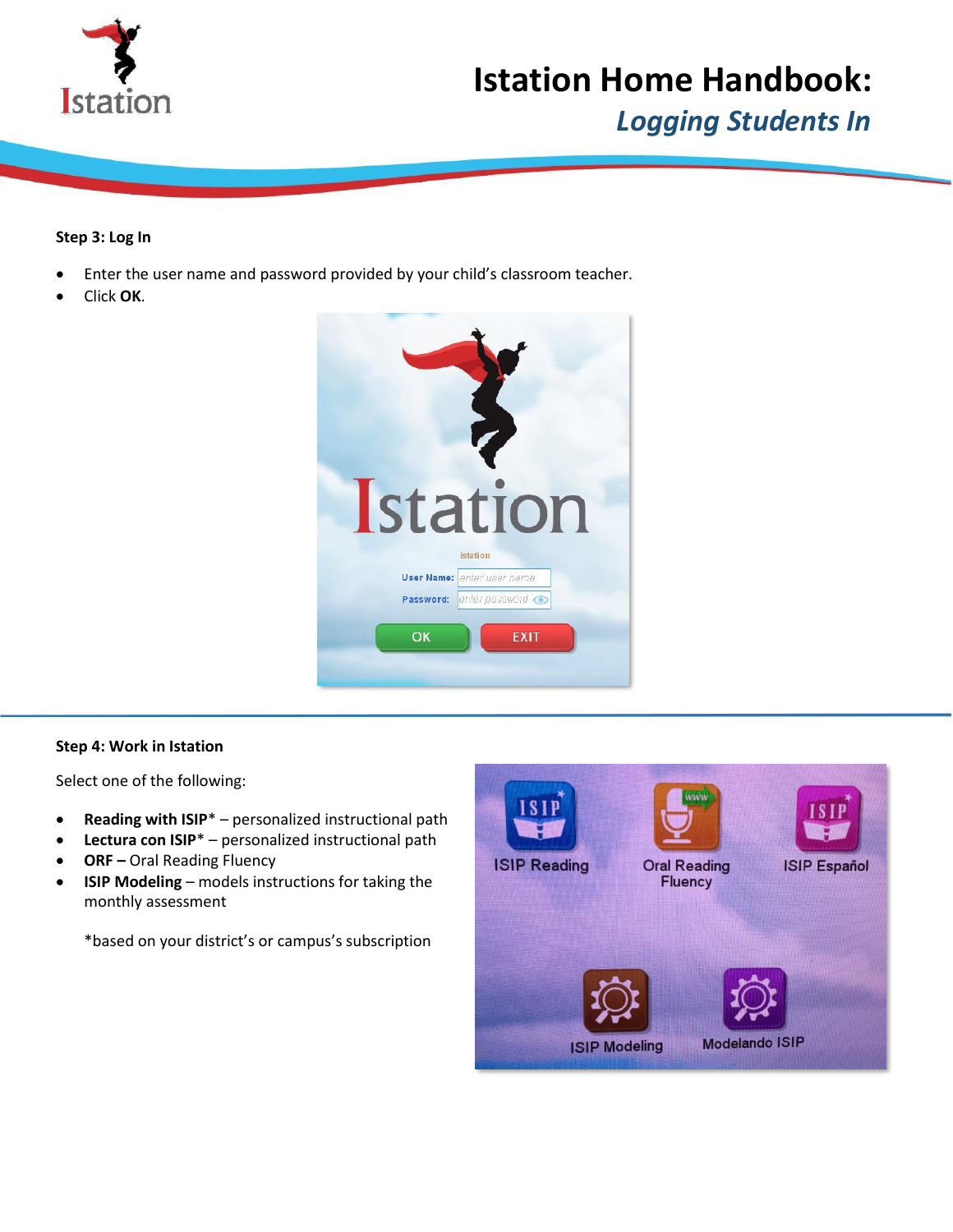# Istation Home Handbook:

## *Logging Students In*

**Step 3: Log In**

- Enter the user name and password provided by your child's classroom teacher.
- Click **OK**.

**Step 4: Work in Istation**

Select one of the following:

- **Reading with ISIP*** – personalized instructional path
- **Lectura con ISIP*** – personalized instructional path
- **ORF –** Oral Reading Fluency
- **ISIP Modeling** – models instructions for taking the monthly assessment

*based on your district's or campus's subscription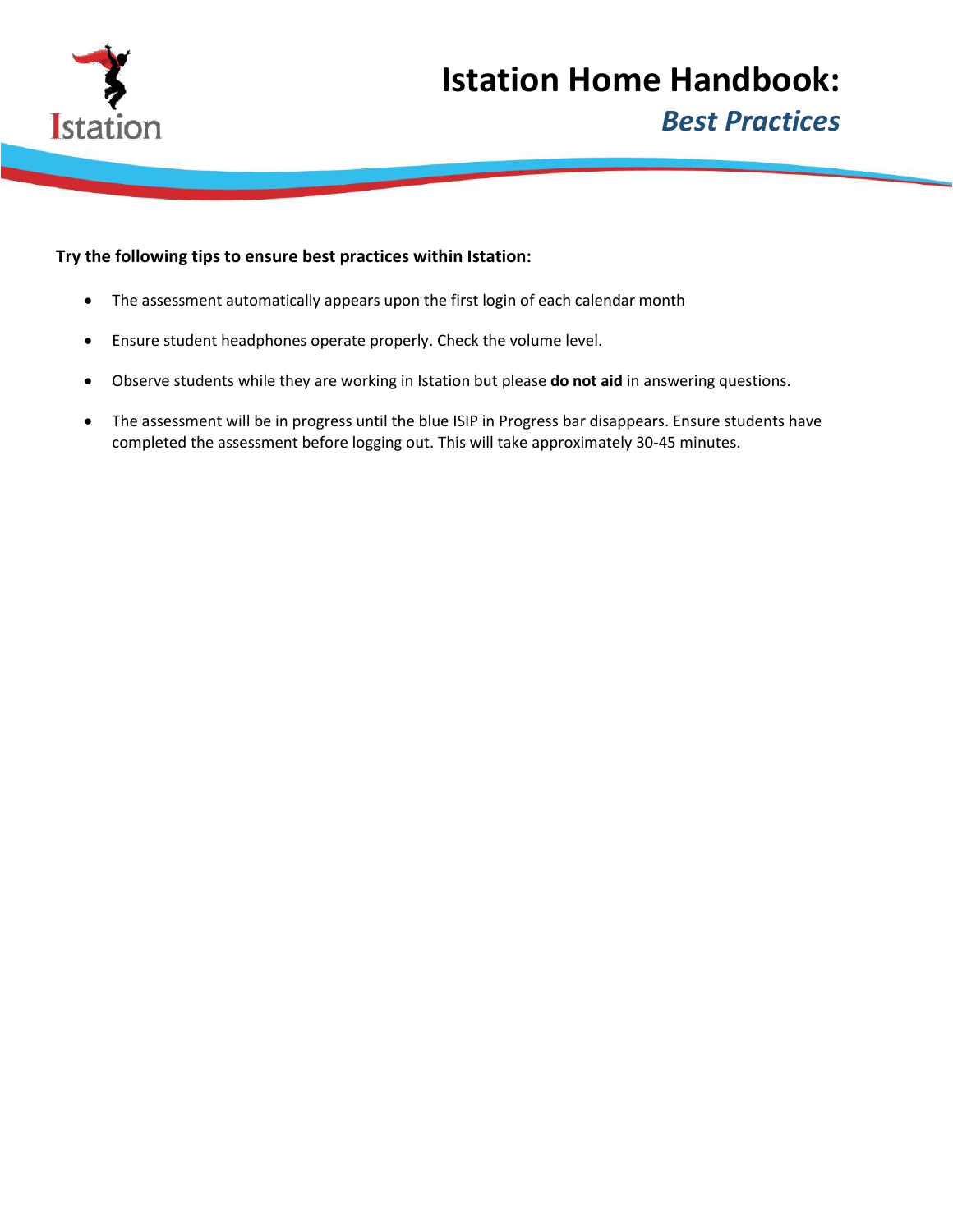# Istation Home Handbook:

## *Best Practices*

**Try the following tips to ensure best practices within Istation:**

- The assessment automatically appears upon the first login of each calendar month
- Ensure student headphones operate properly. Check the volume level.
- Observe students while they are working in Istation but please **do not aid** in answering questions.
- The assessment will be in progress until the blue ISIP in Progress bar disappears. Ensure students have completed the assessment before logging out. This will take approximately 30-45 minutes.